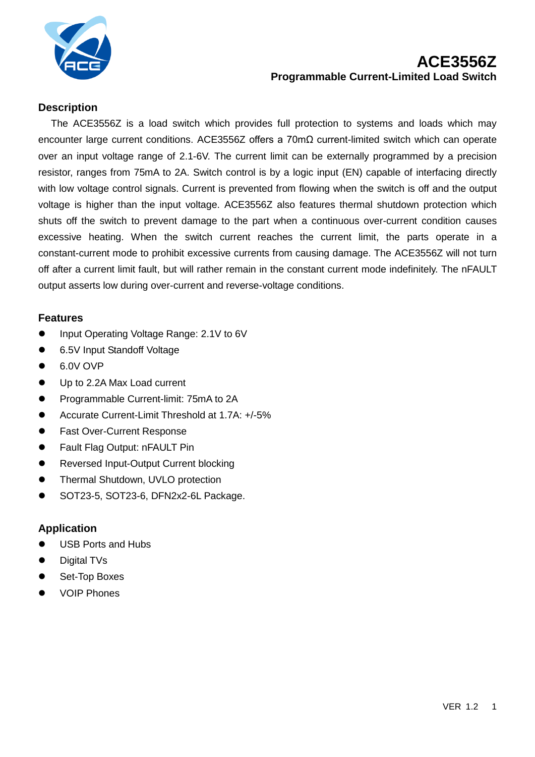# ACE3556Z

## Programmable Current-Limited Load Switch

### Description

The ACE3556Z is a load switch which provides full protection to systems and loads which may encounter large current conditions. ACE3556Z offers a 70mΩ current-limited switch which can operate over an input voltage range of 2.1-6V. The current limit can be externally programmed by a precision resistor, ranges from 75mA to 2A. Switch control is by a logic input (EN) capable of interfacing directly with low voltage control signals. Current is prevented from flowing when the switch is off and the output voltage is higher than the input voltage. ACE3556Z also features thermal shutdown protection which shuts off the switch to prevent damage to the part when a continuous over-current condition causes excessive heating. When the switch current reaches the current limit, the parts operate in a constant-current mode to prohibit excessive currents from causing damage. The ACE3556Z will not turn off after a current limit fault, but will rather remain in the constant current mode indefinitely. The nFAULT output asserts low during over-current and reverse-voltage conditions.

### Features

- Input Operating Voltage Range: 2.1V to 6V
- 6.5V Input Standoff Voltage
- 6.0V OVP
- Up to 2.2A Max Load current
- Programmable Current-limit: 75mA to 2A
- Accurate Current-Limit Threshold at 1.7A: +/-5%
- Fast Over-Current Response
- Fault Flag Output: nFAULT Pin
- Reversed Input-Output Current blocking
- Thermal Shutdown, UVLO protection
- SOT23-5, SOT23-6, DFN2x2-6L Package.

### Application

- USB Ports and Hubs
- Digital TVs
- Set-Top Boxes
- VOIP Phones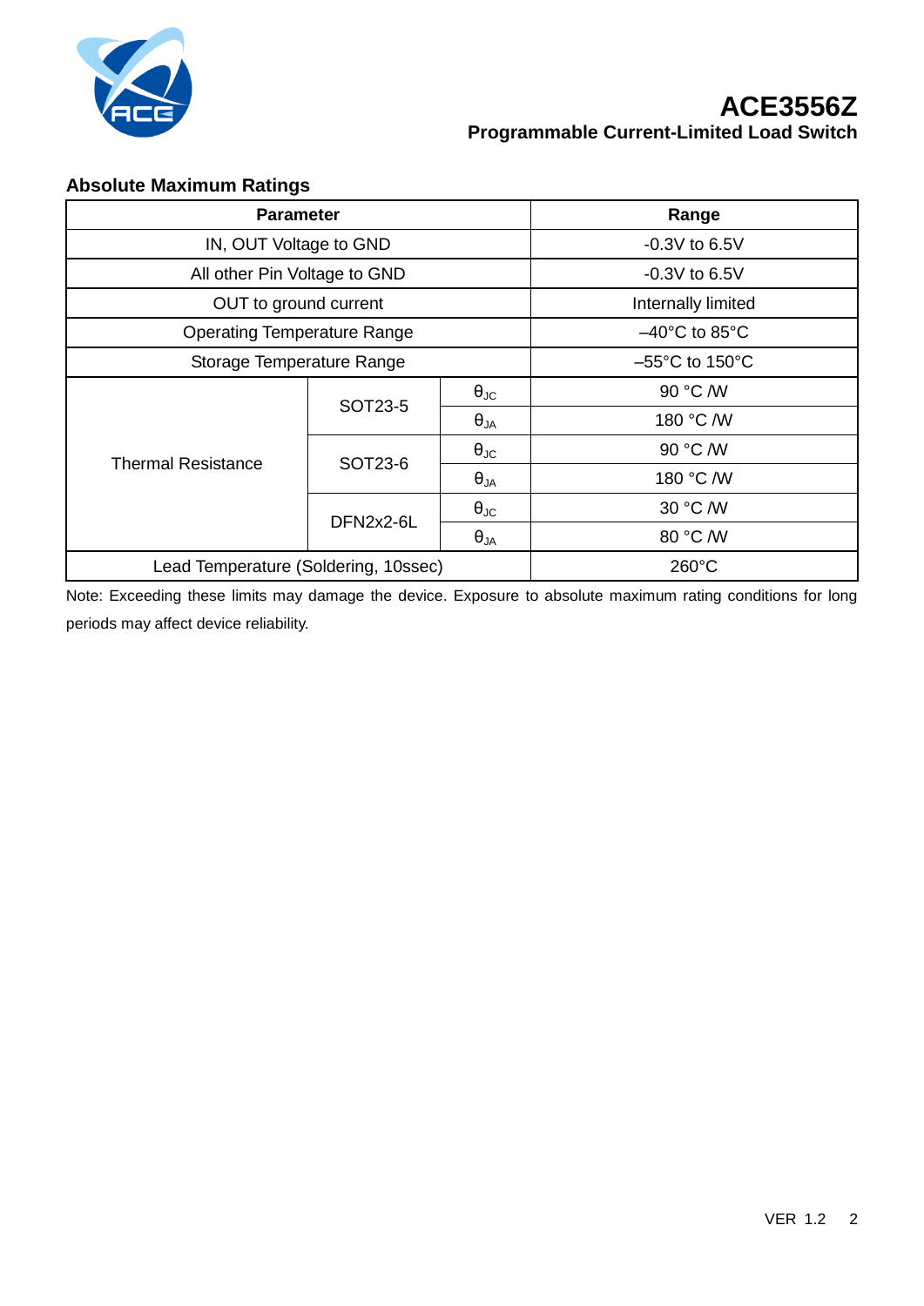## Absolute Maximum Ratings

| Parameter | | | Range |
|---|---|---|---|
| IN, OUT Voltage to GND | | | -0.3V to 6.5V |
| All other Pin Voltage to GND | | | -0.3V to 6.5V |
| OUT to ground current | | | Internally limited |
| Operating Temperature Range | | | –40°C to 85°C |
| Storage Temperature Range | | | –55°C to 150°C |
| Thermal Resistance | SOT23-5 | $\theta_{JC}$ | 90 °C /W |
| | | $\theta_{JA}$ | 180 °C /W |
| | SOT23-6 | $\theta_{JC}$ | 90 °C /W |
| | | $\theta_{JA}$ | 180 °C /W |
| | DFN2x2-6L | $\theta_{JC}$ | 30 °C /W |
| | | $\theta_{JA}$ | 80 °C /W |
| Lead Temperature (Soldering, 10ssec) | | | 260°C |

Note: Exceeding these limits may damage the device. Exposure to absolute maximum rating conditions for long periods may affect device reliability.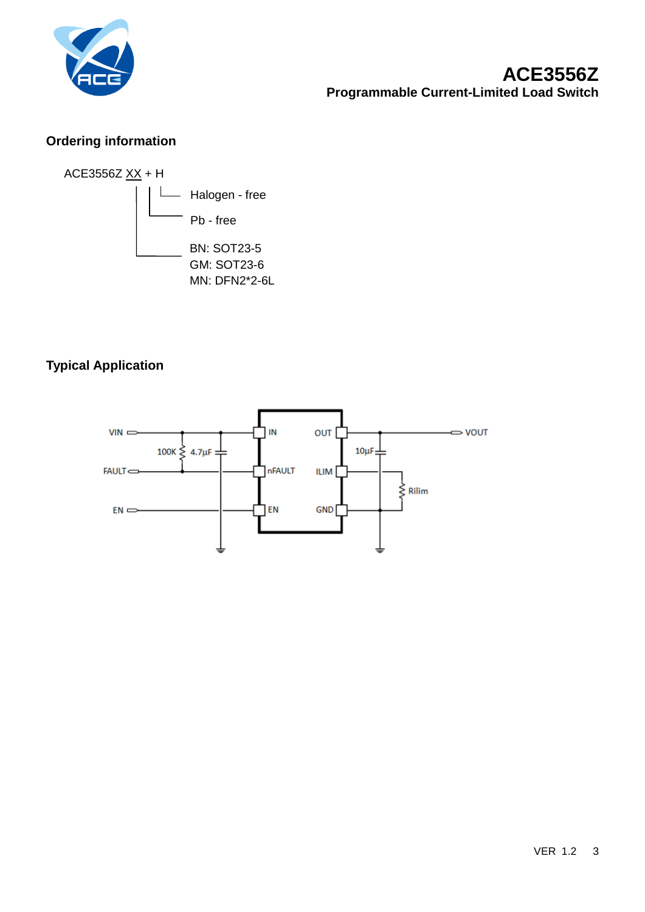## Ordering information

ACE3556Z XX + H

- H: Halogen - free
- +: Pb - free
- XX:
  - BN: SOT23-5
  - GM: SOT23-6
  - MN: DFN2*2-6L

## Typical Application

VIN
FAULT
EN
100K
4.7µF
IN
nFAULT
EN
OUT
ILIM
GND
10µF
Rilim
VOUT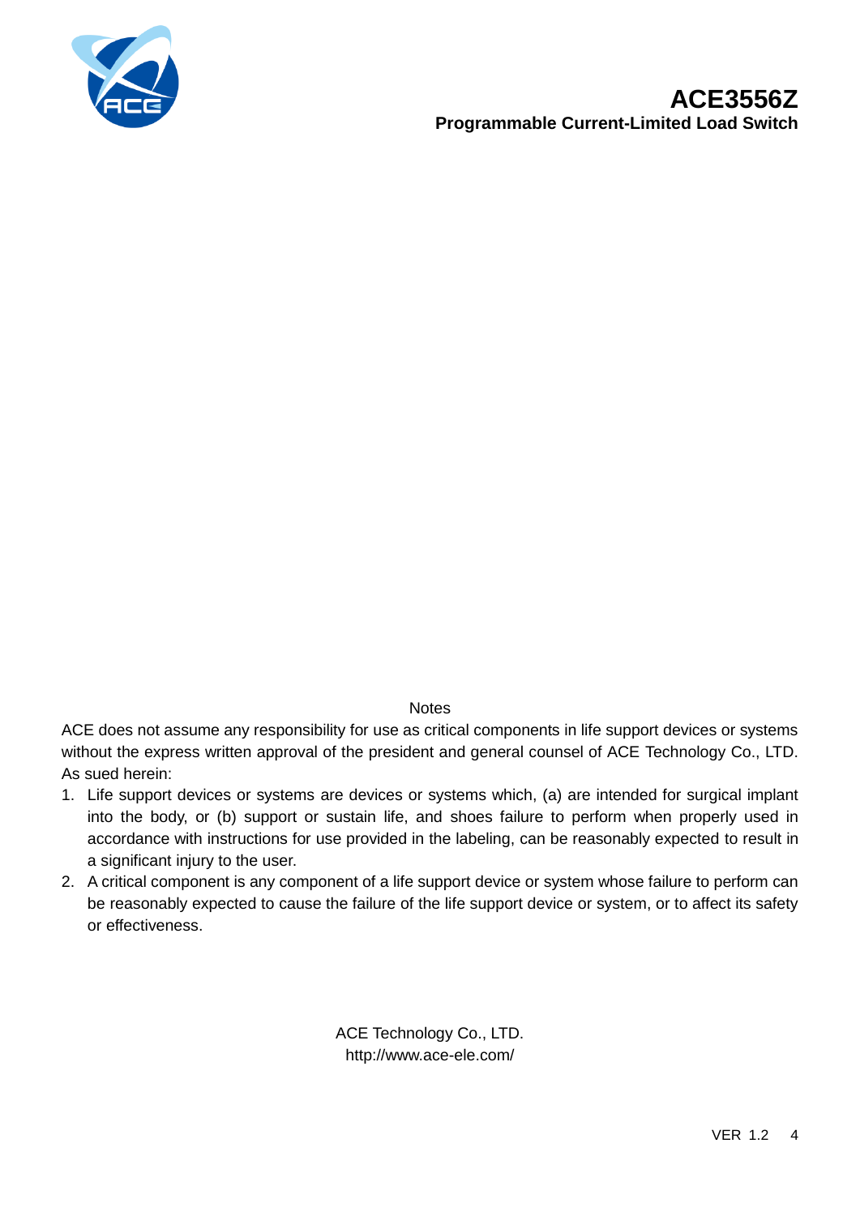Notes

ACE does not assume any responsibility for use as critical components in life support devices or systems without the express written approval of the president and general counsel of ACE Technology Co., LTD. As sued herein:

1. Life support devices or systems are devices or systems which, (a) are intended for surgical implant into the body, or (b) support or sustain life, and shoes failure to perform when properly used in accordance with instructions for use provided in the labeling, can be reasonably expected to result in a significant injury to the user.
2. A critical component is any component of a life support device or system whose failure to perform can be reasonably expected to cause the failure of the life support device or system, or to affect its safety or effectiveness.

ACE Technology Co., LTD.
http://www.ace-ele.com/